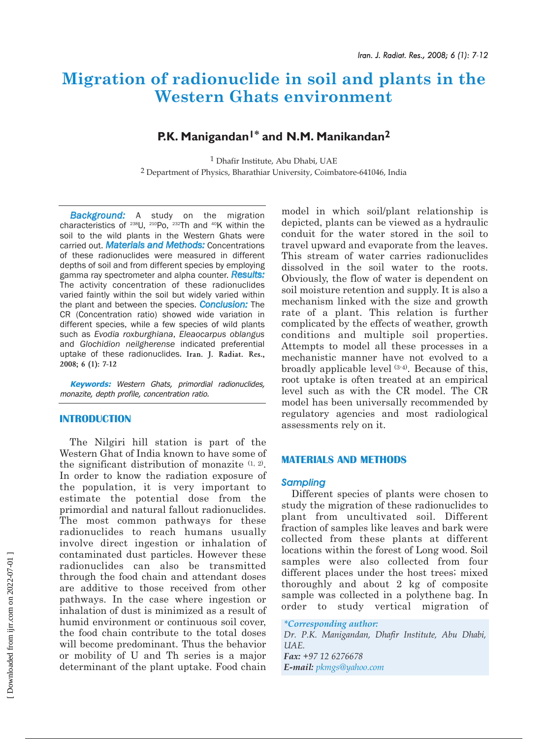# Migration of radionuclide in soil and plants in the Western Ghats environment

## P.K. Manigandan[1*] and N.M. Manikandan[2]

[1] Dhafir Institute, Abu Dhabi, UAE

[2] Department of Physics, Bharathiar University, Coimbatore-641046, India

***Background:*** A study on the migration characteristics of $^{238}$U, $^{210}$Po, $^{232}$Th and $^{40}$K within the soil to the wild plants in the Western Ghats were carried out. ***Materials and Methods:*** Concentrations of these radionuclides were measured in different depths of soil and from different species by employing gamma ray spectrometer and alpha counter. ***Results:*** The activity concentration of these radionuclides varied faintly within the soil but widely varied within the plant and between the species. ***Conclusion:*** The CR (Concentration ratio) showed wide variation in different species, while a few species of wild plants such as *Evodia roxburghiana*, *Eleaocarpus oblangus* and *Glochidion neilgherense* indicated preferential uptake of these radionuclides. **Iran. J. Radiat. Res., 2008; 6 (1): 7-12**

***Keywords:*** *Western Ghats, primordial radionuclides, monazite, depth profile, concentration ratio.*

## INTRODUCTION

The Nilgiri hill station is part of the Western Ghat of India known to have some of the significant distribution of monazite [1, 2]. In order to know the radiation exposure of the population, it is very important to estimate the potential dose from the primordial and natural fallout radionuclides. The most common pathways for these radionuclides to reach humans usually involve direct ingestion or inhalation of contaminated dust particles. However these radionuclides can also be transmitted through the food chain and attendant doses are additive to those received from other pathways. In the case where ingestion or inhalation of dust is minimized as a result of humid environment or continuous soil cover, the food chain contribute to the total doses will become predominant. Thus the behavior or mobility of U and Th series is a major determinant of the plant uptake. Food chain model in which soil/plant relationship is depicted, plants can be viewed as a hydraulic conduit for the water stored in the soil to travel upward and evaporate from the leaves. This stream of water carries radionuclides dissolved in the soil water to the roots. Obviously, the flow of water is dependent on soil moisture retention and supply. It is also a mechanism linked with the size and growth rate of a plant. This relation is further complicated by the effects of weather, growth conditions and multiple soil properties. Attempts to model all these processes in a mechanistic manner have not evolved to a broadly applicable level [3-4]. Because of this, root uptake is often treated at an empirical level such as with the CR model. The CR model has been universally recommended by regulatory agencies and most radiological assessments rely on it.

## MATERIALS AND METHODS

### *Sampling*

Different species of plants were chosen to study the migration of these radionuclides to plant from uncultivated soil. Different fraction of samples like leaves and bark were collected from these plants at different locations within the forest of Long wood. Soil samples were also collected from four different places under the host trees; mixed thoroughly and about 2 kg of composite sample was collected in a polythene bag. In order to study vertical migration of

*\*Corresponding author:*
*Dr. P.K. Manigandan, Dhafir Institute, Abu Dhabi, UAE.*
***Fax:*** *+97 12 6276678*
***E-mail:*** *pkmgs@yahoo.com*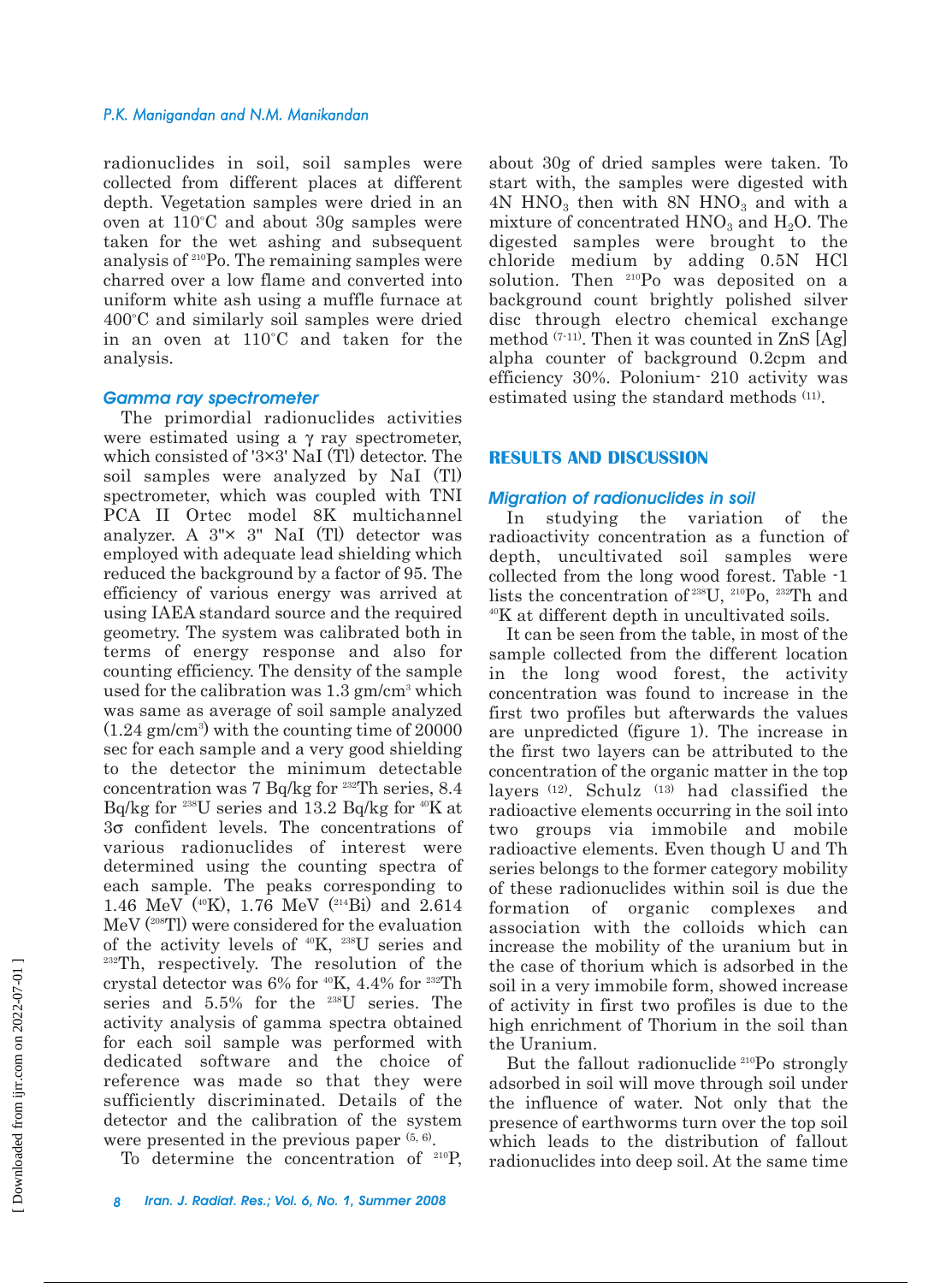radionuclides in soil, soil samples were collected from different places at different depth. Vegetation samples were dried in an oven at 110°C and about 30g samples were taken for the wet ashing and subsequent analysis of $^{210}$Po. The remaining samples were charred over a low flame and converted into uniform white ash using a muffle furnace at 400°C and similarly soil samples were dried in an oven at 110°C and taken for the analysis.

### *Gamma ray spectrometer*

The primordial radionuclides activities were estimated using a γ ray spectrometer, which consisted of '3×3' NaI (Tl) detector. The soil samples were analyzed by NaI (Tl) spectrometer, which was coupled with TNI PCA II Ortec model 8K multichannel analyzer. A 3"× 3" NaI (Tl) detector was employed with adequate lead shielding which reduced the background by a factor of 95. The efficiency of various energy was arrived at using IAEA standard source and the required geometry. The system was calibrated both in terms of energy response and also for counting efficiency. The density of the sample used for the calibration was 1.3 gm/cm$^3$ which was same as average of soil sample analyzed (1.24 gm/cm$^3$) with the counting time of 20000 sec for each sample and a very good shielding to the detector the minimum detectable concentration was 7 Bq/kg for $^{232}$Th series, 8.4 Bq/kg for $^{238}$U series and 13.2 Bq/kg for $^{40}$K at 3σ confident levels. The concentrations of various radionuclides of interest were determined using the counting spectra of each sample. The peaks corresponding to 1.46 MeV ($^{40}$K), 1.76 MeV ($^{214}$Bi) and 2.614 MeV ($^{208}$Tl) were considered for the evaluation of the activity levels of $^{40}$K, $^{238}$U series and $^{232}$Th, respectively. The resolution of the crystal detector was 6% for $^{40}$K, 4.4% for $^{232}$Th series and 5.5% for the $^{238}$U series. The activity analysis of gamma spectra obtained for each soil sample was performed with dedicated software and the choice of reference was made so that they were sufficiently discriminated. Details of the detector and the calibration of the system were presented in the previous paper [5, 6].

To determine the concentration of $^{210}$P, about 30g of dried samples were taken. To start with, the samples were digested with 4N $HNO_3$ then with 8N $HNO_3$ and with a mixture of concentrated $HNO_3$ and $H_2O$. The digested samples were brought to the chloride medium by adding 0.5N HCl solution. Then $^{210}$Po was deposited on a background count brightly polished silver disc through electro chemical exchange method [7-11]. Then it was counted in ZnS [Ag] alpha counter of background 0.2cpm and efficiency 30%. Polonium- 210 activity was estimated using the standard methods [11].

## RESULTS AND DISCUSSION

### *Migration of radionuclides in soil*

In studying the variation of the radioactivity concentration as a function of depth, uncultivated soil samples were collected from the long wood forest. Table -1 lists the concentration of $^{238}$U, $^{210}$Po, $^{232}$Th and $^{40}$K at different depth in uncultivated soils.

It can be seen from the table, in most of the sample collected from the different location in the long wood forest, the activity concentration was found to increase in the first two profiles but afterwards the values are unpredicted (figure 1). The increase in the first two layers can be attributed to the concentration of the organic matter in the top layers [12]. Schulz [13] had classified the radioactive elements occurring in the soil into two groups via immobile and mobile radioactive elements. Even though U and Th series belongs to the former category mobility of these radionuclides within soil is due the formation of organic complexes and association with the colloids which can increase the mobility of the uranium but in the case of thorium which is adsorbed in the soil in a very immobile form, showed increase of activity in first two profiles is due to the high enrichment of Thorium in the soil than the Uranium.

But the fallout radionuclide $^{210}$Po strongly adsorbed in soil will move through soil under the influence of water. Not only that the presence of earthworms turn over the top soil which leads to the distribution of fallout radionuclides into deep soil. At the same time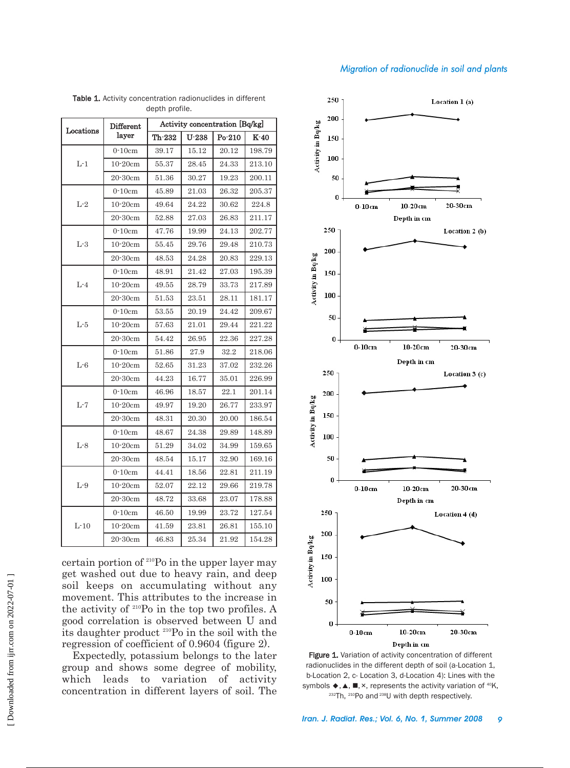**Table 1.** Activity concentration radionuclides in different depth profile.

| Locations | Different layer | Activity concentration [Bq/kg] | | | |
|---|---|---|---|---|---|
| | | Th-232 | U-238 | Po-210 | K-40 |
| L-1 | 0-10cm | 39.17 | 15.12 | 20.12 | 198.79 |
| | 10-20cm | 55.37 | 28.45 | 24.33 | 213.10 |
| | 20-30cm | 51.36 | 30.27 | 19.23 | 200.11 |
| L-2 | 0-10cm | 45.89 | 21.03 | 26.32 | 205.37 |
| | 10-20cm | 49.64 | 24.22 | 30.62 | 224.8 |
| | 20-30cm | 52.88 | 27.03 | 26.83 | 211.17 |
| L-3 | 0-10cm | 47.76 | 19.99 | 24.13 | 202.77 |
| | 10-20cm | 55.45 | 29.76 | 29.48 | 210.73 |
| | 20-30cm | 48.53 | 24.28 | 20.83 | 229.13 |
| L-4 | 0-10cm | 48.91 | 21.42 | 27.03 | 195.39 |
| | 10-20cm | 49.55 | 28.79 | 33.73 | 217.89 |
| | 20-30cm | 51.53 | 23.51 | 28.11 | 181.17 |
| L-5 | 0-10cm | 53.55 | 20.19 | 24.42 | 209.67 |
| | 10-20cm | 57.63 | 21.01 | 29.44 | 221.22 |
| | 20-30cm | 54.42 | 26.95 | 22.36 | 227.28 |
| L-6 | 0-10cm | 51.86 | 27.9 | 32.2 | 218.06 |
| | 10-20cm | 52.65 | 31.23 | 37.02 | 232.26 |
| | 20-30cm | 44.23 | 16.77 | 35.01 | 226.99 |
| L-7 | 0-10cm | 46.96 | 18.57 | 22.1 | 201.14 |
| | 10-20cm | 49.97 | 19.20 | 26.77 | 233.97 |
| | 20-30cm | 48.31 | 20.30 | 20.00 | 186.54 |
| L-8 | 0-10cm | 48.67 | 24.38 | 29.89 | 148.89 |
| | 10-20cm | 51.29 | 34.02 | 34.99 | 159.65 |
| | 20-30cm | 48.54 | 15.17 | 32.90 | 169.16 |
| L-9 | 0-10cm | 44.41 | 18.56 | 22.81 | 211.19 |
| | 10-20cm | 52.07 | 22.12 | 29.66 | 219.78 |
| | 20-30cm | 48.72 | 33.68 | 23.07 | 178.88 |
| L-10 | 0-10cm | 46.50 | 19.99 | 23.72 | 127.54 |
| | 10-20cm | 41.59 | 23.81 | 26.81 | 155.10 |
| | 20-30cm | 46.83 | 25.34 | 21.92 | 154.28 |

certain portion of $^{210}$Po in the upper layer may get washed out due to heavy rain, and deep soil keeps on accumulating without any movement. This attributes to the increase in the activity of $^{210}$Po in the top two profiles. A good correlation is observed between U and its daughter product $^{210}$Po in the soil with the regression of coefficient of 0.9604 (figure 2).

Expectedly, potassium belongs to the later group and shows some degree of mobility, which leads to variation of activity concentration in different layers of soil. The

**Figure 1.** Variation of activity concentration of different radionuclides in the different depth of soil (a-Location 1, b-Location 2, c- Location 3, d-Location 4): Lines with the symbols ◆, ▲, ■, ×, represents the activity variation of $^{40}$K, $^{232}$Th, $^{210}$Po and $^{238}$U with depth respectively.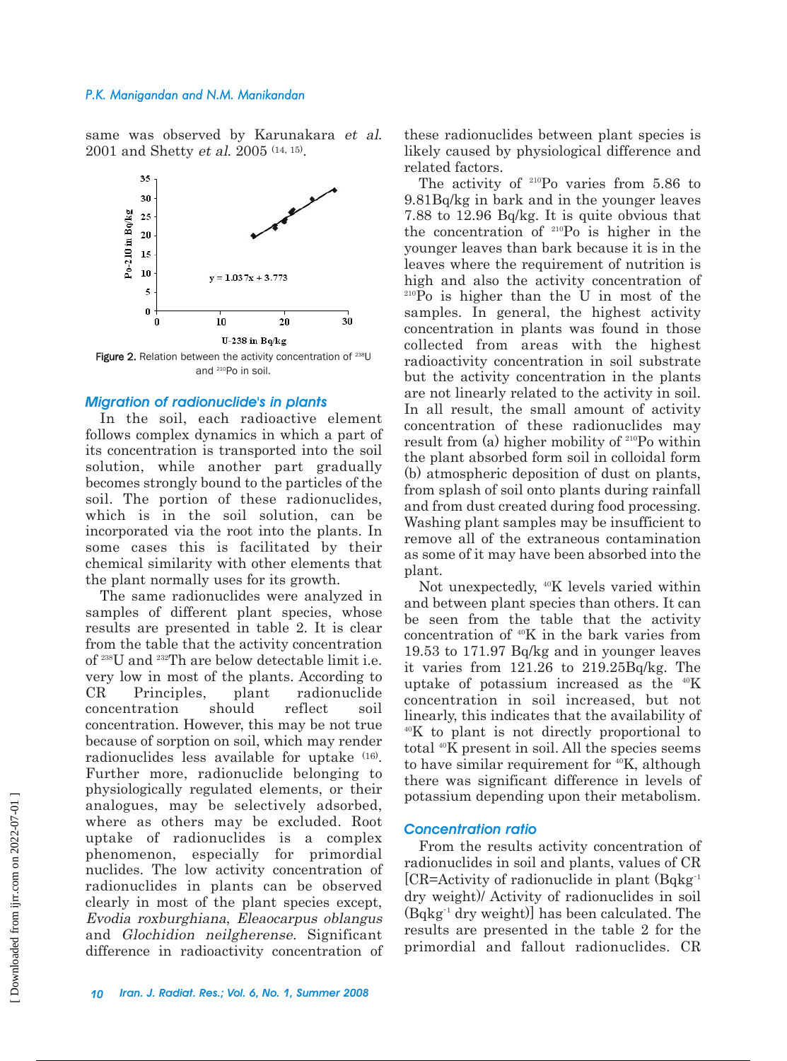same was observed by Karunakara *et al.* 2001 and Shetty *et al.* 2005 [14, 15].

Figure 2. Relation between the activity concentration of $^{238}$U and $^{210}$Po in soil.

### Migration of radionuclide's in plants

In the soil, each radioactive element follows complex dynamics in which a part of its concentration is transported into the soil solution, while another part gradually becomes strongly bound to the particles of the soil. The portion of these radionuclides, which is in the soil solution, can be incorporated via the root into the plants. In some cases this is facilitated by their chemical similarity with other elements that the plant normally uses for its growth.

The same radionuclides were analyzed in samples of different plant species, whose results are presented in table 2. It is clear from the table that the activity concentration of $^{238}$U and $^{232}$Th are below detectable limit i.e. very low in most of the plants. According to CR Principles, plant radionuclide concentration should reflect soil concentration. However, this may be not true because of sorption on soil, which may render radionuclides less available for uptake [16]. Further more, radionuclide belonging to physiologically regulated elements, or their analogues, may be selectively adsorbed, where as others may be excluded. Root uptake of radionuclides is a complex phenomenon, especially for primordial nuclides. The low activity concentration of radionuclides in plants can be observed clearly in most of the plant species except, *Evodia roxburghiana*, *Eleaocarpus oblangus* and *Glochidion neilgherense*. Significant difference in radioactivity concentration of these radionuclides between plant species is likely caused by physiological difference and related factors.

The activity of $^{210}$Po varies from 5.86 to 9.81Bq/kg in bark and in the younger leaves 7.88 to 12.96 Bq/kg. It is quite obvious that the concentration of $^{210}$Po is higher in the younger leaves than bark because it is in the leaves where the requirement of nutrition is high and also the activity concentration of $^{210}$Po is higher than the U in most of the samples. In general, the highest activity concentration in plants was found in those collected from areas with the highest radioactivity concentration in soil substrate but the activity concentration in the plants are not linearly related to the activity in soil. In all result, the small amount of activity concentration of these radionuclides may result from (a) higher mobility of $^{210}$Po within the plant absorbed form soil in colloidal form (b) atmospheric deposition of dust on plants, from splash of soil onto plants during rainfall and from dust created during food processing. Washing plant samples may be insufficient to remove all of the extraneous contamination as some of it may have been absorbed into the plant.

Not unexpectedly, $^{40}$K levels varied within and between plant species than others. It can be seen from the table that the activity concentration of $^{40}$K in the bark varies from 19.53 to 171.97 Bq/kg and in younger leaves it varies from 121.26 to 219.25Bq/kg. The uptake of potassium increased as the $^{40}$K concentration in soil increased, but not linearly, this indicates that the availability of $^{40}$K to plant is not directly proportional to total $^{40}$K present in soil. All the species seems to have similar requirement for $^{40}$K, although there was significant difference in levels of potassium depending upon their metabolism.

### Concentration ratio

From the results activity concentration of radionuclides in soil and plants, values of CR [CR=Activity of radionuclide in plant (Bqkg$^{-1}$ dry weight)/ Activity of radionuclides in soil (Bqkg$^{-1}$ dry weight)] has been calculated. The results are presented in the table 2 for the primordial and fallout radionuclides. CR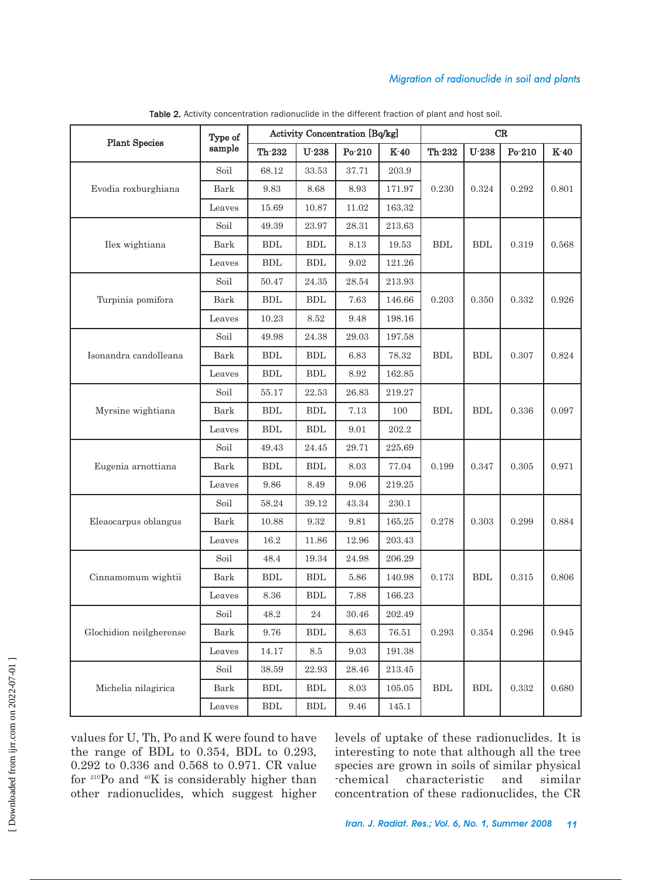Table 2. Activity concentration radionuclide in the different fraction of plant and host soil.

| Plant Species | Type of sample | Activity Concentration [Bq/kg] | | | | CR | | | |
|---|---|---|---|---|---|---|---|---|---|
| | | Th-232 | U-238 | Po-210 | K-40 | Th-232 | U-238 | Po-210 | K-40 |
| Evodia roxburghiana | Soil | 68.12 | 33.53 | 37.71 | 203.9 | 0.230 | 0.324 | 0.292 | 0.801 |
| | Bark | 9.83 | 8.68 | 8.93 | 171.97 | | | | |
| | Leaves | 15.69 | 10.87 | 11.02 | 163.32 | | | | |
| Ilex wightiana | Soil | 49.39 | 23.97 | 28.31 | 213.63 | BDL | BDL | 0.319 | 0.568 |
| | Bark | BDL | BDL | 8.13 | 19.53 | | | | |
| | Leaves | BDL | BDL | 9.02 | 121.26 | | | | |
| Turpinia pomifora | Soil | 50.47 | 24.35 | 28.54 | 213.93 | 0.203 | 0.350 | 0.332 | 0.926 |
| | Bark | BDL | BDL | 7.63 | 146.66 | | | | |
| | Leaves | 10.23 | 8.52 | 9.48 | 198.16 | | | | |
| Isonandra candolleana | Soil | 49.98 | 24.38 | 29.03 | 197.58 | BDL | BDL | 0.307 | 0.824 |
| | Bark | BDL | BDL | 6.83 | 78.32 | | | | |
| | Leaves | BDL | BDL | 8.92 | 162.85 | | | | |
| Myrsine wightiana | Soil | 55.17 | 22.53 | 26.83 | 219.27 | BDL | BDL | 0.336 | 0.097 |
| | Bark | BDL | BDL | 7.13 | 100 | | | | |
| | Leaves | BDL | BDL | 9.01 | 202.2 | | | | |
| Eugenia arnottiana | Soil | 49.43 | 24.45 | 29.71 | 225.69 | 0.199 | 0.347 | 0.305 | 0.971 |
| | Bark | BDL | BDL | 8.03 | 77.04 | | | | |
| | Leaves | 9.86 | 8.49 | 9.06 | 219.25 | | | | |
| Eleaocarpus oblangus | Soil | 58.24 | 39.12 | 43.34 | 230.1 | 0.278 | 0.303 | 0.299 | 0.884 |
| | Bark | 10.88 | 9.32 | 9.81 | 165.25 | | | | |
| | Leaves | 16.2 | 11.86 | 12.96 | 203.43 | | | | |
| Cinnamomum wightii | Soil | 48.4 | 19.34 | 24.98 | 206.29 | 0.173 | BDL | 0.315 | 0.806 |
| | Bark | BDL | BDL | 5.86 | 140.98 | | | | |
| | Leaves | 8.36 | BDL | 7.88 | 166.23 | | | | |
| Glochidion neilgherense | Soil | 48.2 | 24 | 30.46 | 202.49 | 0.293 | 0.354 | 0.296 | 0.945 |
| | Bark | 9.76 | BDL | 8.63 | 76.51 | | | | |
| | Leaves | 14.17 | 8.5 | 9.03 | 191.38 | | | | |
| Michelia nilagirica | Soil | 38.59 | 22.93 | 28.46 | 213.45 | BDL | BDL | 0.332 | 0.680 |
| | Bark | BDL | BDL | 8.03 | 105.05 | | | | |
| | Leaves | BDL | BDL | 9.46 | 145.1 | | | | |

values for U, Th, Po and K were found to have the range of BDL to 0.354, BDL to 0.293, 0.292 to 0.336 and 0.568 to 0.971. CR value for $^{210}$Po and $^{40}$K is considerably higher than other radionuclides, which suggest higher levels of uptake of these radionuclides. It is interesting to note that although all the tree species are grown in soils of similar physical -chemical characteristic and similar concentration of these radionuclides, the CR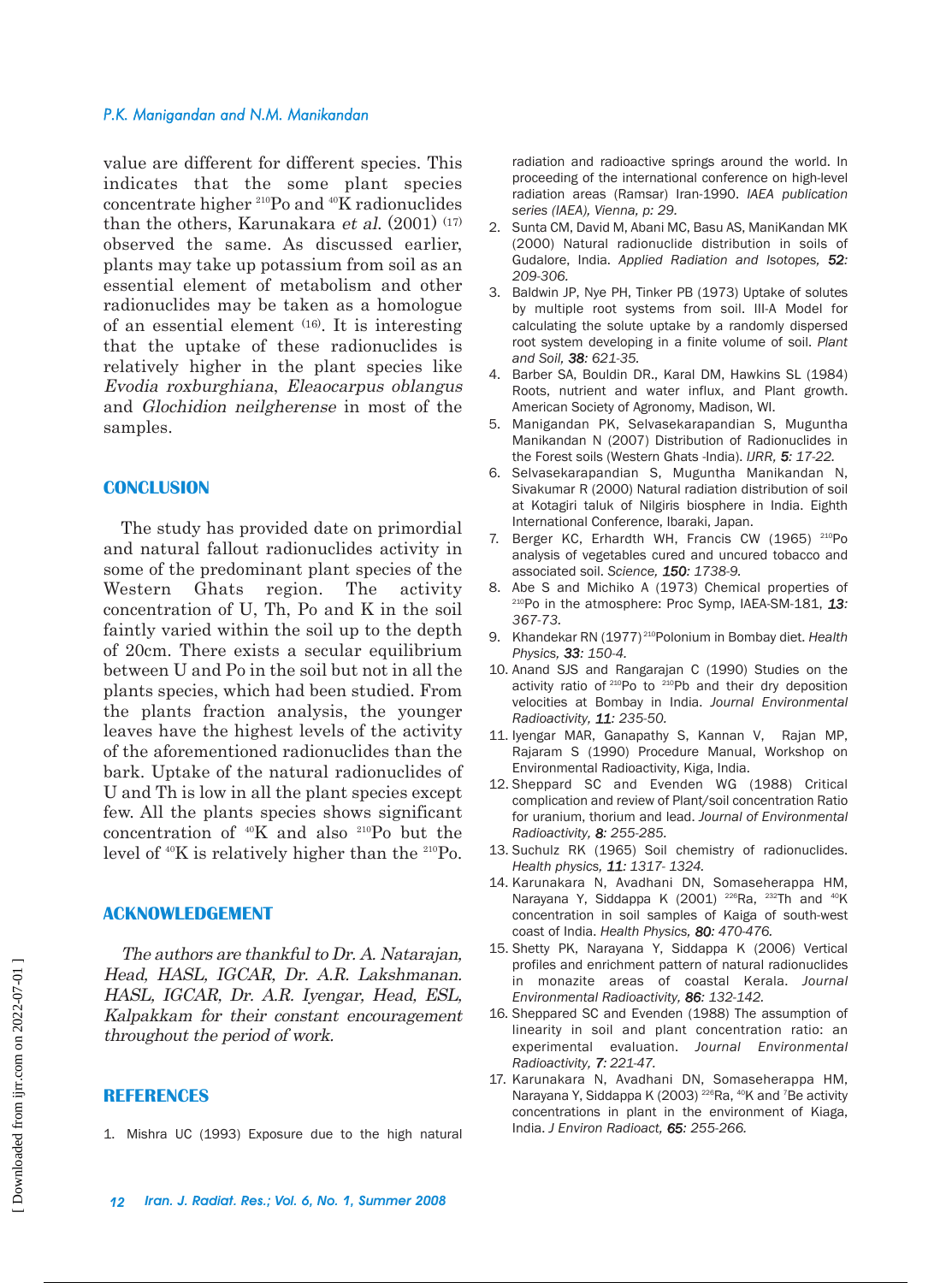value are different for different species. This indicates that the some plant species concentrate higher $^{210}$Po and $^{40}$K radionuclides than the others, Karunakara *et al.* (2001) [17] observed the same. As discussed earlier, plants may take up potassium from soil as an essential element of metabolism and other radionuclides may be taken as a homologue of an essential element [16]. It is interesting that the uptake of these radionuclides is relatively higher in the plant species like *Evodia roxburghiana*, *Eleaocarpus oblangus* and *Glochidion neilgherense* in most of the samples.

## CONCLUSION

The study has provided date on primordial and natural fallout radionuclides activity in some of the predominant plant species of the Western Ghats region. The activity concentration of U, Th, Po and K in the soil faintly varied within the soil up to the depth of 20cm. There exists a secular equilibrium between U and Po in the soil but not in all the plants species, which had been studied. From the plants fraction analysis, the younger leaves have the highest levels of the activity of the aforementioned radionuclides than the bark. Uptake of the natural radionuclides of U and Th is low in all the plant species except few. All the plants species shows significant concentration of $^{40}$K and also $^{210}$Po but the level of $^{40}$K is relatively higher than the $^{210}$Po.

## ACKNOWLEDGEMENT

*The authors are thankful to Dr. A. Natarajan, Head, HASL, IGCAR, Dr. A.R. Lakshmanan. HASL, IGCAR, Dr. A.R. Iyengar, Head, ESL, Kalpakkam for their constant encouragement throughout the period of work.*

## REFERENCES

1. Mishra UC (1993) Exposure due to the high natural radiation and radioactive springs around the world. In proceeding of the international conference on high-level radiation areas (Ramsar) Iran-1990. *IAEA publication series (IAEA), Vienna, p: 29.*
2. Sunta CM, David M, Abani MC, Basu AS, ManiKandan MK (2000) Natural radionuclide distribution in soils of Gudalore, India. *Applied Radiation and Isotopes, **52**: 209-306.*
3. Baldwin JP, Nye PH, Tinker PB (1973) Uptake of solutes by multiple root systems from soil. III-A Model for calculating the solute uptake by a randomly dispersed root system developing in a finite volume of soil. *Plant and Soil, **38**: 621-35.*
4. Barber SA, Bouldin DR., Karal DM, Hawkins SL (1984) Roots, nutrient and water influx, and Plant growth. American Society of Agronomy, Madison, WI.
5. Manigandan PK, Selvasekarapandian S, Muguntha Manikandan N (2007) Distribution of Radionuclides in the Forest soils (Western Ghats -India). *IJRR, **5**: 17-22.*
6. Selvasekarapandian S, Muguntha Manikandan N, Sivakumar R (2000) Natural radiation distribution of soil at Kotagiri taluk of Nilgiris biosphere in India. Eighth International Conference, Ibaraki, Japan.
7. Berger KC, Erhardth WH, Francis CW (1965) $^{210}$Po analysis of vegetables cured and uncured tobacco and associated soil. *Science, **150**: 1738-9.*
8. Abe S and Michiko A (1973) Chemical properties of $^{210}$Po in the atmosphere: Proc Symp, IAEA-SM-181, ***13**: 367-73.*
9. Khandekar RN (1977) $^{210}$Polonium in Bombay diet. *Health Physics, **33**: 150-4.*
10. Anand SJS and Rangarajan C (1990) Studies on the activity ratio of $^{210}$Po to $^{210}$Pb and their dry deposition velocities at Bombay in India. *Journal Environmental Radioactivity, **11**: 235-50.*
11. Iyengar MAR, Ganapathy S, Kannan V, Rajan MP, Rajaram S (1990) Procedure Manual, Workshop on Environmental Radioactivity, Kiga, India.
12. Sheppard SC and Evenden WG (1988) Critical complication and review of Plant/soil concentration Ratio for uranium, thorium and lead. *Journal of Environmental Radioactivity, **8**: 255-285.*
13. Suchulz RK (1965) Soil chemistry of radionuclides. *Health physics, **11**: 1317- 1324.*
14. Karunakara N, Avadhani DN, Somaseherappa HM, Narayana Y, Siddappa K (2001) $^{226}$Ra, $^{232}$Th and $^{40}$K concentration in soil samples of Kaiga of south-west coast of India. *Health Physics, **80**: 470-476.*
15. Shetty PK, Narayana Y, Siddappa K (2006) Vertical profiles and enrichment pattern of natural radionuclides in monazite areas of coastal Kerala. *Journal Environmental Radioactivity, **86**: 132-142.*
16. Sheppared SC and Evenden (1988) The assumption of linearity in soil and plant concentration ratio: an experimental evaluation. *Journal Environmental Radioactivity, **7**: 221-47.*
17. Karunakara N, Avadhani DN, Somaseherappa HM, Narayana Y, Siddappa K (2003) $^{226}$Ra, $^{40}$K and $^{7}$Be activity concentrations in plant in the environment of Kiaga, India. *J Environ Radioact, **65**: 255-266.*